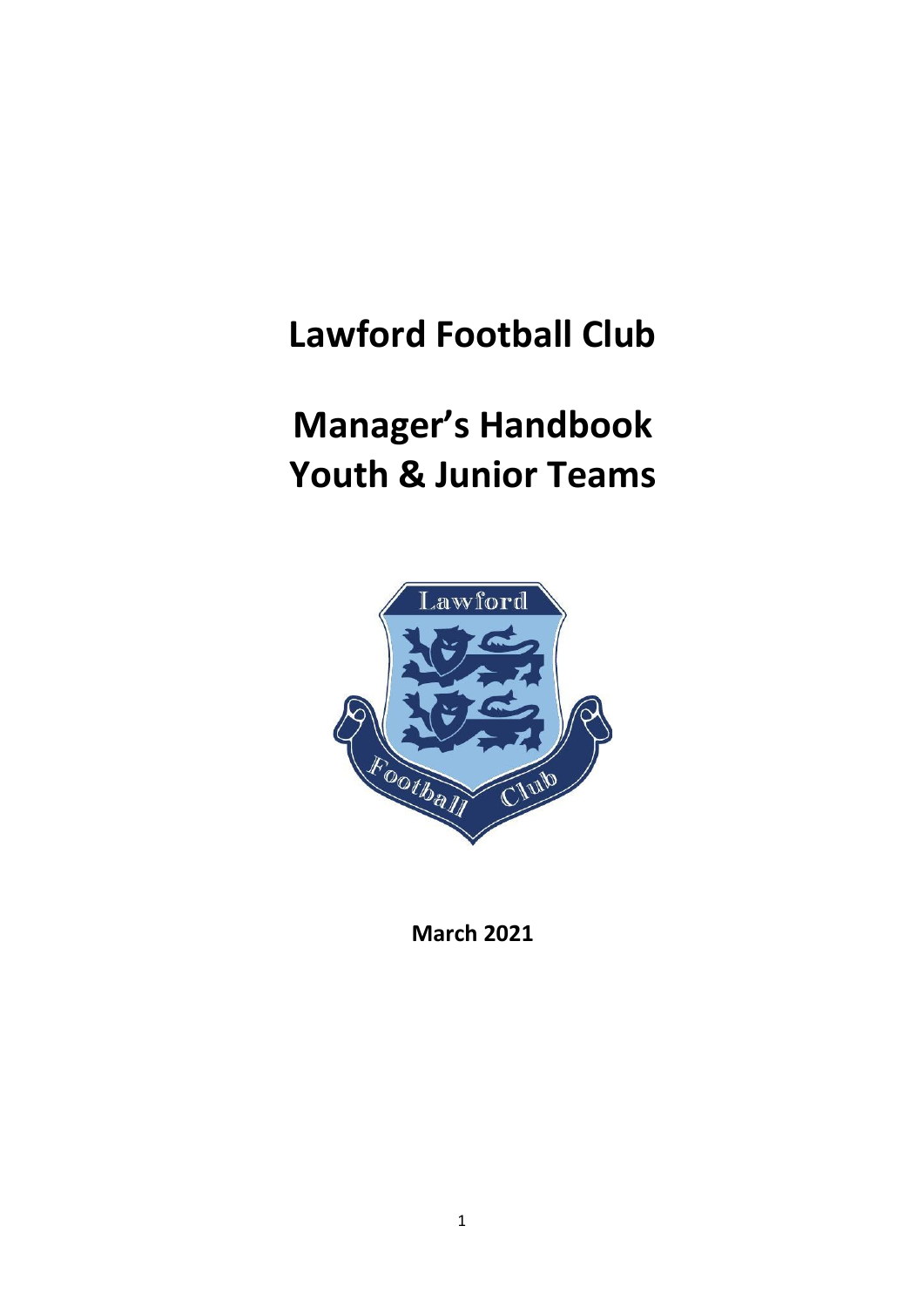# Lawford Football Club

# Manager's Handbook
# Youth & Junior Teams

**March 2021**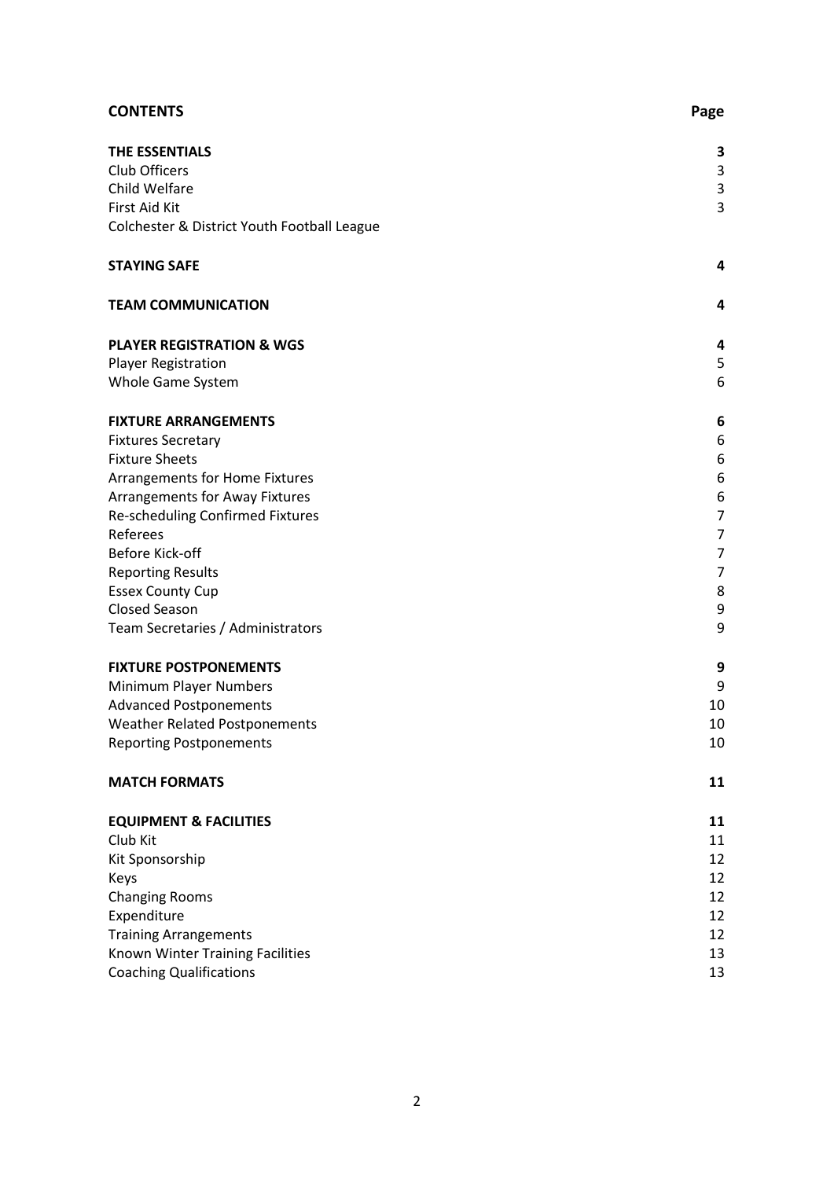# CONTENTS

| | Page |
|---|---|
| **THE ESSENTIALS** | **3** |
| Club Officers | 3 |
| Child Welfare | 3 |
| First Aid Kit | 3 |
| Colchester & District Youth Football League | |
| **STAYING SAFE** | **4** |
| **TEAM COMMUNICATION** | **4** |
| **PLAYER REGISTRATION & WGS** | **4** |
| Player Registration | 5 |
| Whole Game System | 6 |
| **FIXTURE ARRANGEMENTS** | **6** |
| Fixtures Secretary | 6 |
| Fixture Sheets | 6 |
| Arrangements for Home Fixtures | 6 |
| Arrangements for Away Fixtures | 6 |
| Re-scheduling Confirmed Fixtures | 7 |
| Referees | 7 |
| Before Kick-off | 7 |
| Reporting Results | 7 |
| Essex County Cup | 8 |
| Closed Season | 9 |
| Team Secretaries / Administrators | 9 |
| **FIXTURE POSTPONEMENTS** | **9** |
| Minimum Player Numbers | 9 |
| Advanced Postponements | 10 |
| Weather Related Postponements | 10 |
| Reporting Postponements | 10 |
| **MATCH FORMATS** | **11** |
| **EQUIPMENT & FACILITIES** | **11** |
| Club Kit | 11 |
| Kit Sponsorship | 12 |
| Keys | 12 |
| Changing Rooms | 12 |
| Expenditure | 12 |
| Training Arrangements | 12 |
| Known Winter Training Facilities | 13 |
| Coaching Qualifications | 13 |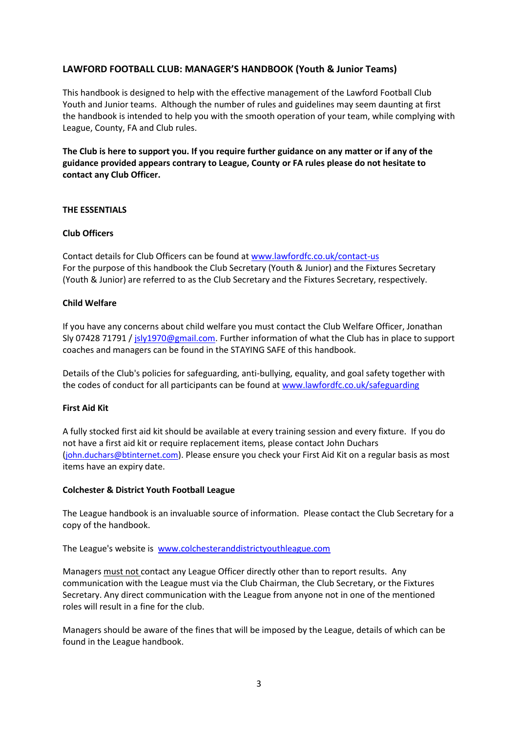## LAWFORD FOOTBALL CLUB: MANAGER'S HANDBOOK (Youth & Junior Teams)

This handbook is designed to help with the effective management of the Lawford Football Club Youth and Junior teams. Although the number of rules and guidelines may seem daunting at first the handbook is intended to help you with the smooth operation of your team, while complying with League, County, FA and Club rules.

**The Club is here to support you. If you require further guidance on any matter or if any of the guidance provided appears contrary to League, County or FA rules please do not hesitate to contact any Club Officer.**

### THE ESSENTIALS

#### Club Officers

Contact details for Club Officers can be found at www.lawfordfc.co.uk/contact-us
For the purpose of this handbook the Club Secretary (Youth & Junior) and the Fixtures Secretary (Youth & Junior) are referred to as the Club Secretary and the Fixtures Secretary, respectively.

#### Child Welfare

If you have any concerns about child welfare you must contact the Club Welfare Officer, Jonathan Sly 07428 71791 / jsly1970@gmail.com. Further information of what the Club has in place to support coaches and managers can be found in the STAYING SAFE of this handbook.

Details of the Club's policies for safeguarding, anti-bullying, equality, and goal safety together with the codes of conduct for all participants can be found at www.lawfordfc.co.uk/safeguarding

#### First Aid Kit

A fully stocked first aid kit should be available at every training session and every fixture. If you do not have a first aid kit or require replacement items, please contact John Duchars (john.duchars@btinternet.com). Please ensure you check your First Aid Kit on a regular basis as most items have an expiry date.

#### Colchester & District Youth Football League

The League handbook is an invaluable source of information. Please contact the Club Secretary for a copy of the handbook.

The League's website is www.colchesteranddistrictyouthleague.com

Managers must not contact any League Officer directly other than to report results. Any communication with the League must via the Club Chairman, the Club Secretary, or the Fixtures Secretary. Any direct communication with the League from anyone not in one of the mentioned roles will result in a fine for the club.

Managers should be aware of the fines that will be imposed by the League, details of which can be found in the League handbook.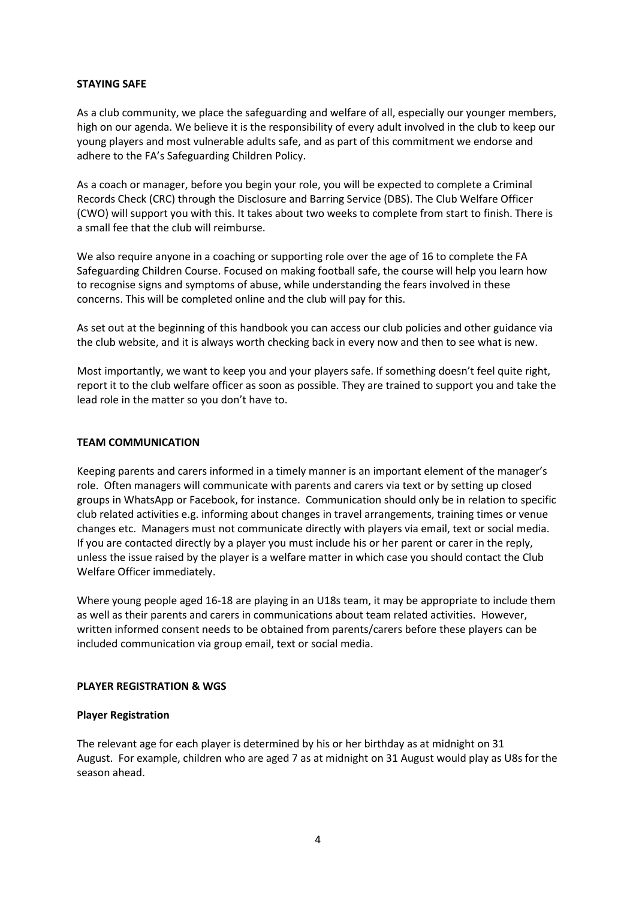## STAYING SAFE

As a club community, we place the safeguarding and welfare of all, especially our younger members, high on our agenda. We believe it is the responsibility of every adult involved in the club to keep our young players and most vulnerable adults safe, and as part of this commitment we endorse and adhere to the FA's Safeguarding Children Policy.

As a coach or manager, before you begin your role, you will be expected to complete a Criminal Records Check (CRC) through the Disclosure and Barring Service (DBS). The Club Welfare Officer (CWO) will support you with this. It takes about two weeks to complete from start to finish. There is a small fee that the club will reimburse.

We also require anyone in a coaching or supporting role over the age of 16 to complete the FA Safeguarding Children Course. Focused on making football safe, the course will help you learn how to recognise signs and symptoms of abuse, while understanding the fears involved in these concerns. This will be completed online and the club will pay for this.

As set out at the beginning of this handbook you can access our club policies and other guidance via the club website, and it is always worth checking back in every now and then to see what is new.

Most importantly, we want to keep you and your players safe. If something doesn't feel quite right, report it to the club welfare officer as soon as possible. They are trained to support you and take the lead role in the matter so you don't have to.

## TEAM COMMUNICATION

Keeping parents and carers informed in a timely manner is an important element of the manager's role. Often managers will communicate with parents and carers via text or by setting up closed groups in WhatsApp or Facebook, for instance. Communication should only be in relation to specific club related activities e.g. informing about changes in travel arrangements, training times or venue changes etc. Managers must not communicate directly with players via email, text or social media. If you are contacted directly by a player you must include his or her parent or carer in the reply, unless the issue raised by the player is a welfare matter in which case you should contact the Club Welfare Officer immediately.

Where young people aged 16-18 are playing in an U18s team, it may be appropriate to include them as well as their parents and carers in communications about team related activities. However, written informed consent needs to be obtained from parents/carers before these players can be included communication via group email, text or social media.

## PLAYER REGISTRATION & WGS

### Player Registration

The relevant age for each player is determined by his or her birthday as at midnight on 31 August. For example, children who are aged 7 as at midnight on 31 August would play as U8s for the season ahead.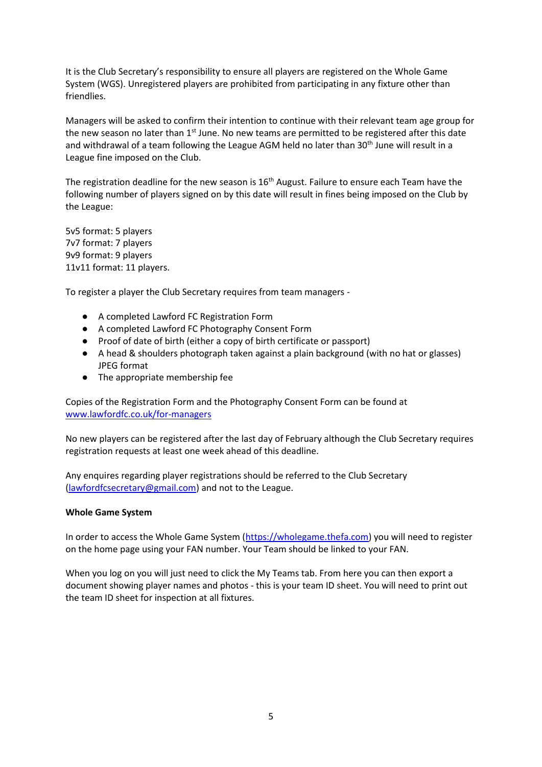It is the Club Secretary's responsibility to ensure all players are registered on the Whole Game System (WGS). Unregistered players are prohibited from participating in any fixture other than friendlies.

Managers will be asked to confirm their intention to continue with their relevant team age group for the new season no later than 1st June. No new teams are permitted to be registered after this date and withdrawal of a team following the League AGM held no later than 30th June will result in a League fine imposed on the Club.

The registration deadline for the new season is 16th August. Failure to ensure each Team have the following number of players signed on by this date will result in fines being imposed on the Club by the League:

5v5 format: 5 players
7v7 format: 7 players
9v9 format: 9 players
11v11 format: 11 players.

To register a player the Club Secretary requires from team managers -

- A completed Lawford FC Registration Form
- A completed Lawford FC Photography Consent Form
- Proof of date of birth (either a copy of birth certificate or passport)
- A head & shoulders photograph taken against a plain background (with no hat or glasses) JPEG format
- The appropriate membership fee

Copies of the Registration Form and the Photography Consent Form can be found at [www.lawfordfc.co.uk/for-managers](http://www.lawfordfc.co.uk/for-managers)

No new players can be registered after the last day of February although the Club Secretary requires registration requests at least one week ahead of this deadline.

Any enquires regarding player registrations should be referred to the Club Secretary ([lawfordfcsecretary@gmail.com](mailto:lawfordfcsecretary@gmail.com)) and not to the League.

**Whole Game System**

In order to access the Whole Game System ([https://wholegame.thefa.com](https://wholegame.thefa.com)) you will need to register on the home page using your FAN number. Your Team should be linked to your FAN.

When you log on you will just need to click the My Teams tab. From here you can then export a document showing player names and photos - this is your team ID sheet. You will need to print out the team ID sheet for inspection at all fixtures.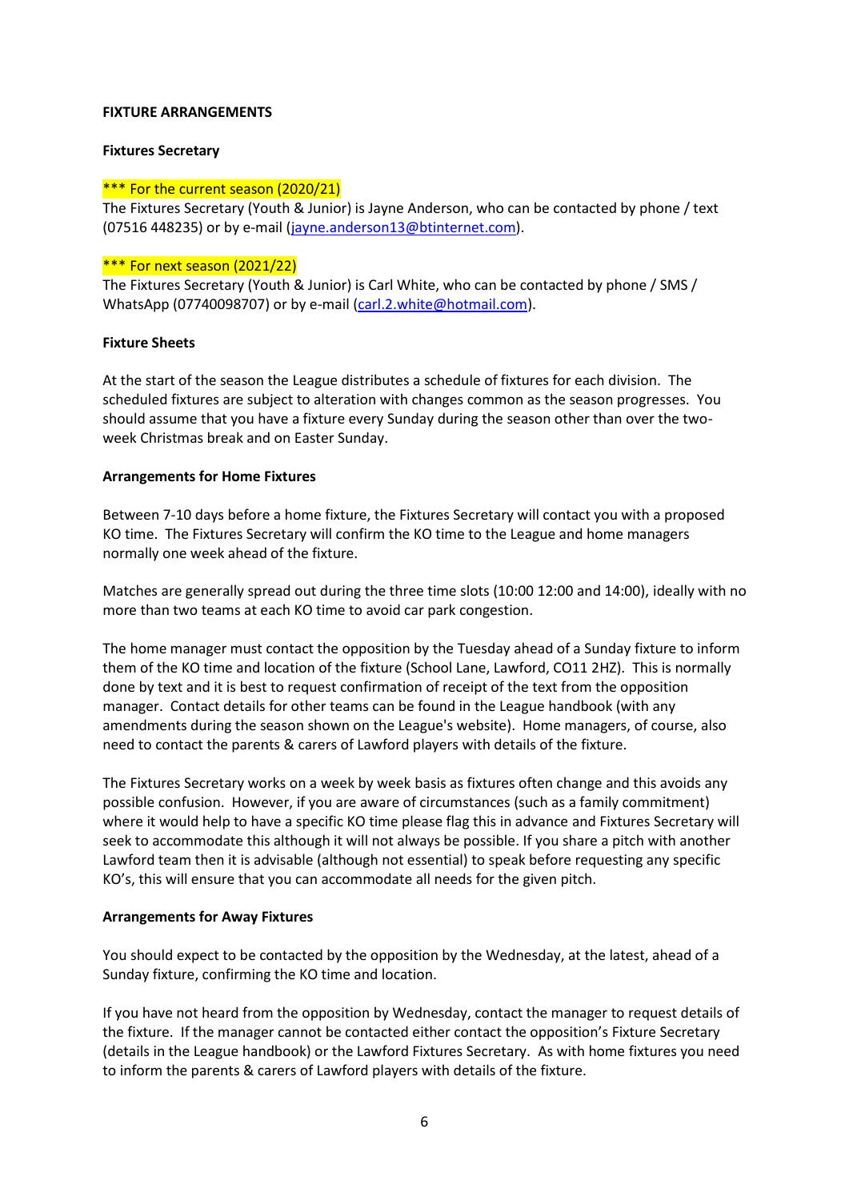**FIXTURE ARRANGEMENTS**

**Fixtures Secretary**

*** For the current season (2020/21)
The Fixtures Secretary (Youth & Junior) is Jayne Anderson, who can be contacted by phone / text (07516 448235) or by e-mail (jayne.anderson13@btinternet.com).

*** For next season (2021/22)
The Fixtures Secretary (Youth & Junior) is Carl White, who can be contacted by phone / SMS / WhatsApp (07740098707) or by e-mail (carl.2.white@hotmail.com).

**Fixture Sheets**

At the start of the season the League distributes a schedule of fixtures for each division. The scheduled fixtures are subject to alteration with changes common as the season progresses. You should assume that you have a fixture every Sunday during the season other than over the two-week Christmas break and on Easter Sunday.

**Arrangements for Home Fixtures**

Between 7-10 days before a home fixture, the Fixtures Secretary will contact you with a proposed KO time. The Fixtures Secretary will confirm the KO time to the League and home managers normally one week ahead of the fixture.

Matches are generally spread out during the three time slots (10:00 12:00 and 14:00), ideally with no more than two teams at each KO time to avoid car park congestion.

The home manager must contact the opposition by the Tuesday ahead of a Sunday fixture to inform them of the KO time and location of the fixture (School Lane, Lawford, CO11 2HZ). This is normally done by text and it is best to request confirmation of receipt of the text from the opposition manager. Contact details for other teams can be found in the League handbook (with any amendments during the season shown on the League's website). Home managers, of course, also need to contact the parents & carers of Lawford players with details of the fixture.

The Fixtures Secretary works on a week by week basis as fixtures often change and this avoids any possible confusion. However, if you are aware of circumstances (such as a family commitment) where it would help to have a specific KO time please flag this in advance and Fixtures Secretary will seek to accommodate this although it will not always be possible. If you share a pitch with another Lawford team then it is advisable (although not essential) to speak before requesting any specific KO's, this will ensure that you can accommodate all needs for the given pitch.

**Arrangements for Away Fixtures**

You should expect to be contacted by the opposition by the Wednesday, at the latest, ahead of a Sunday fixture, confirming the KO time and location.

If you have not heard from the opposition by Wednesday, contact the manager to request details of the fixture. If the manager cannot be contacted either contact the opposition's Fixture Secretary (details in the League handbook) or the Lawford Fixtures Secretary. As with home fixtures you need to inform the parents & carers of Lawford players with details of the fixture.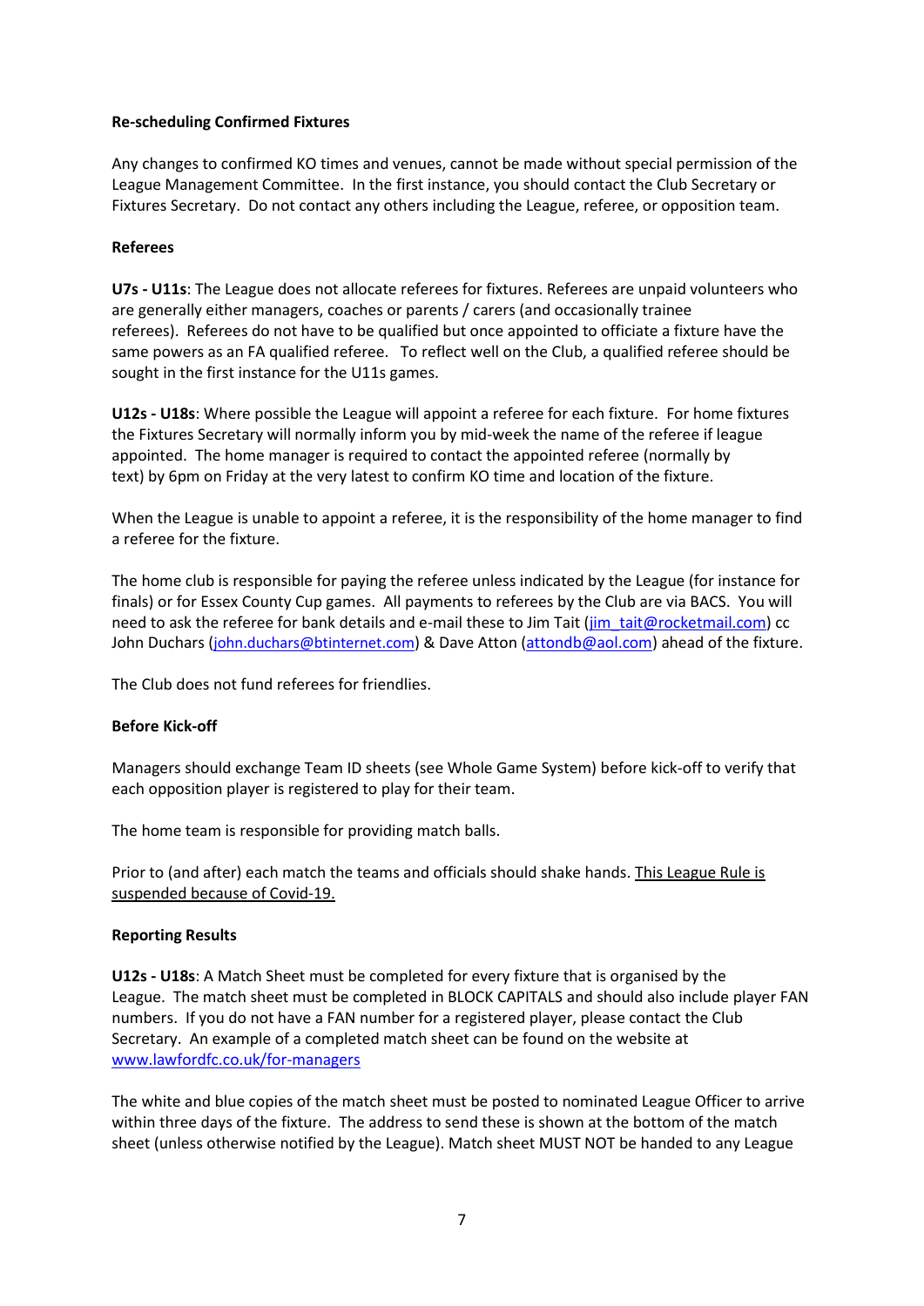**Re-scheduling Confirmed Fixtures**

Any changes to confirmed KO times and venues, cannot be made without special permission of the League Management Committee. In the first instance, you should contact the Club Secretary or Fixtures Secretary. Do not contact any others including the League, referee, or opposition team.

**Referees**

**U7s - U11s**: The League does not allocate referees for fixtures. Referees are unpaid volunteers who are generally either managers, coaches or parents / carers (and occasionally trainee referees). Referees do not have to be qualified but once appointed to officiate a fixture have the same powers as an FA qualified referee. To reflect well on the Club, a qualified referee should be sought in the first instance for the U11s games.

**U12s - U18s**: Where possible the League will appoint a referee for each fixture. For home fixtures the Fixtures Secretary will normally inform you by mid-week the name of the referee if league appointed. The home manager is required to contact the appointed referee (normally by text) by 6pm on Friday at the very latest to confirm KO time and location of the fixture.

When the League is unable to appoint a referee, it is the responsibility of the home manager to find a referee for the fixture.

The home club is responsible for paying the referee unless indicated by the League (for instance for finals) or for Essex County Cup games. All payments to referees by the Club are via BACS. You will need to ask the referee for bank details and e-mail these to Jim Tait (jim_tait@rocketmail.com) cc John Duchars (john.duchars@btinternet.com) & Dave Atton (attondb@aol.com) ahead of the fixture.

The Club does not fund referees for friendlies.

**Before Kick-off**

Managers should exchange Team ID sheets (see Whole Game System) before kick-off to verify that each opposition player is registered to play for their team.

The home team is responsible for providing match balls.

Prior to (and after) each match the teams and officials should shake hands. <u>This League Rule is suspended because of Covid-19.</u>

**Reporting Results**

**U12s - U18s**: A Match Sheet must be completed for every fixture that is organised by the League. The match sheet must be completed in BLOCK CAPITALS and should also include player FAN numbers. If you do not have a FAN number for a registered player, please contact the Club Secretary. An example of a completed match sheet can be found on the website at www.lawfordfc.co.uk/for-managers

The white and blue copies of the match sheet must be posted to nominated League Officer to arrive within three days of the fixture. The address to send these is shown at the bottom of the match sheet (unless otherwise notified by the League). Match sheet MUST NOT be handed to any League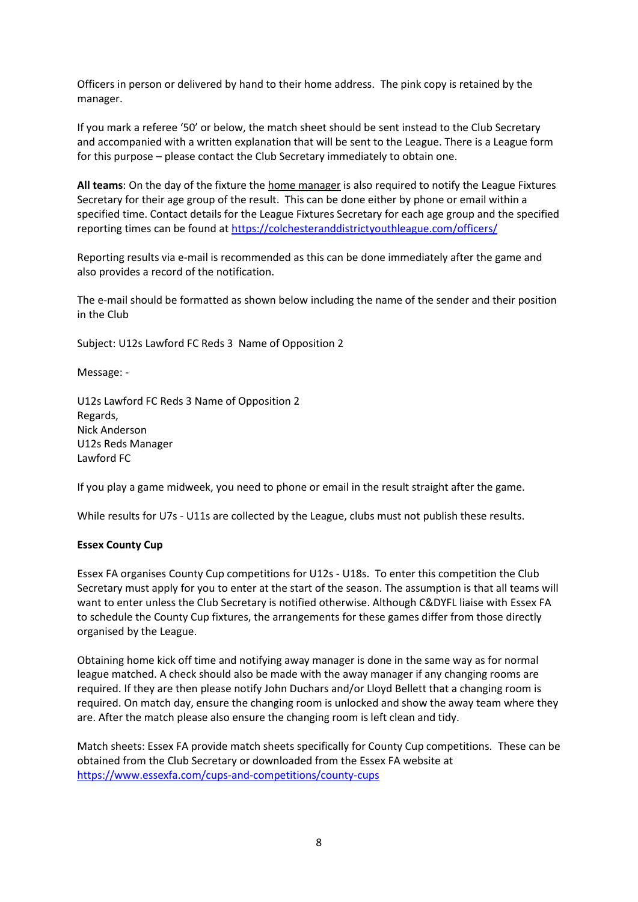Officers in person or delivered by hand to their home address. The pink copy is retained by the manager.

If you mark a referee '50' or below, the match sheet should be sent instead to the Club Secretary and accompanied with a written explanation that will be sent to the League. There is a League form for this purpose – please contact the Club Secretary immediately to obtain one.

**All teams**: On the day of the fixture the home manager is also required to notify the League Fixtures Secretary for their age group of the result. This can be done either by phone or email within a specified time. Contact details for the League Fixtures Secretary for each age group and the specified reporting times can be found at https://colchesteranddistrictyouthleague.com/officers/

Reporting results via e-mail is recommended as this can be done immediately after the game and also provides a record of the notification.

The e-mail should be formatted as shown below including the name of the sender and their position in the Club

Subject: U12s Lawford FC Reds 3 Name of Opposition 2

Message: -

U12s Lawford FC Reds 3 Name of Opposition 2
Regards,
Nick Anderson
U12s Reds Manager
Lawford FC

If you play a game midweek, you need to phone or email in the result straight after the game.

While results for U7s - U11s are collected by the League, clubs must not publish these results.

**Essex County Cup**

Essex FA organises County Cup competitions for U12s - U18s. To enter this competition the Club Secretary must apply for you to enter at the start of the season. The assumption is that all teams will want to enter unless the Club Secretary is notified otherwise. Although C&DYFL liaise with Essex FA to schedule the County Cup fixtures, the arrangements for these games differ from those directly organised by the League.

Obtaining home kick off time and notifying away manager is done in the same way as for normal league matched. A check should also be made with the away manager if any changing rooms are required. If they are then please notify John Duchars and/or Lloyd Bellett that a changing room is required. On match day, ensure the changing room is unlocked and show the away team where they are. After the match please also ensure the changing room is left clean and tidy.

Match sheets: Essex FA provide match sheets specifically for County Cup competitions. These can be obtained from the Club Secretary or downloaded from the Essex FA website at https://www.essexfa.com/cups-and-competitions/county-cups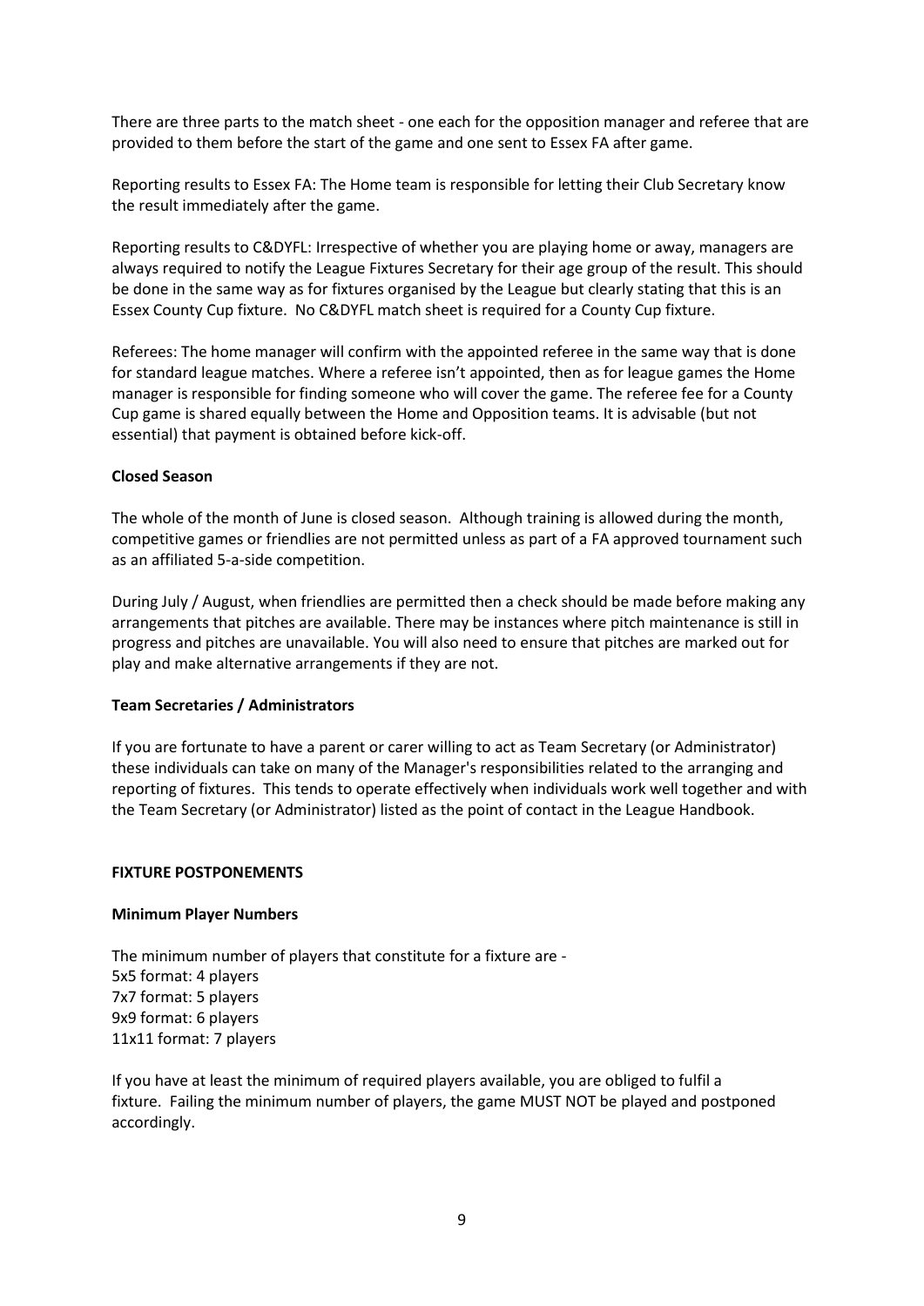There are three parts to the match sheet - one each for the opposition manager and referee that are provided to them before the start of the game and one sent to Essex FA after game.

Reporting results to Essex FA: The Home team is responsible for letting their Club Secretary know the result immediately after the game.

Reporting results to C&DYFL: Irrespective of whether you are playing home or away, managers are always required to notify the League Fixtures Secretary for their age group of the result. This should be done in the same way as for fixtures organised by the League but clearly stating that this is an Essex County Cup fixture. No C&DYFL match sheet is required for a County Cup fixture.

Referees: The home manager will confirm with the appointed referee in the same way that is done for standard league matches. Where a referee isn't appointed, then as for league games the Home manager is responsible for finding someone who will cover the game. The referee fee for a County Cup game is shared equally between the Home and Opposition teams. It is advisable (but not essential) that payment is obtained before kick-off.

**Closed Season**

The whole of the month of June is closed season. Although training is allowed during the month, competitive games or friendlies are not permitted unless as part of a FA approved tournament such as an affiliated 5-a-side competition.

During July / August, when friendlies are permitted then a check should be made before making any arrangements that pitches are available. There may be instances where pitch maintenance is still in progress and pitches are unavailable. You will also need to ensure that pitches are marked out for play and make alternative arrangements if they are not.

**Team Secretaries / Administrators**

If you are fortunate to have a parent or carer willing to act as Team Secretary (or Administrator) these individuals can take on many of the Manager's responsibilities related to the arranging and reporting of fixtures. This tends to operate effectively when individuals work well together and with the Team Secretary (or Administrator) listed as the point of contact in the League Handbook.

**FIXTURE POSTPONEMENTS**

**Minimum Player Numbers**

The minimum number of players that constitute for a fixture are -
5x5 format: 4 players
7x7 format: 5 players
9x9 format: 6 players
11x11 format: 7 players

If you have at least the minimum of required players available, you are obliged to fulfil a fixture. Failing the minimum number of players, the game MUST NOT be played and postponed accordingly.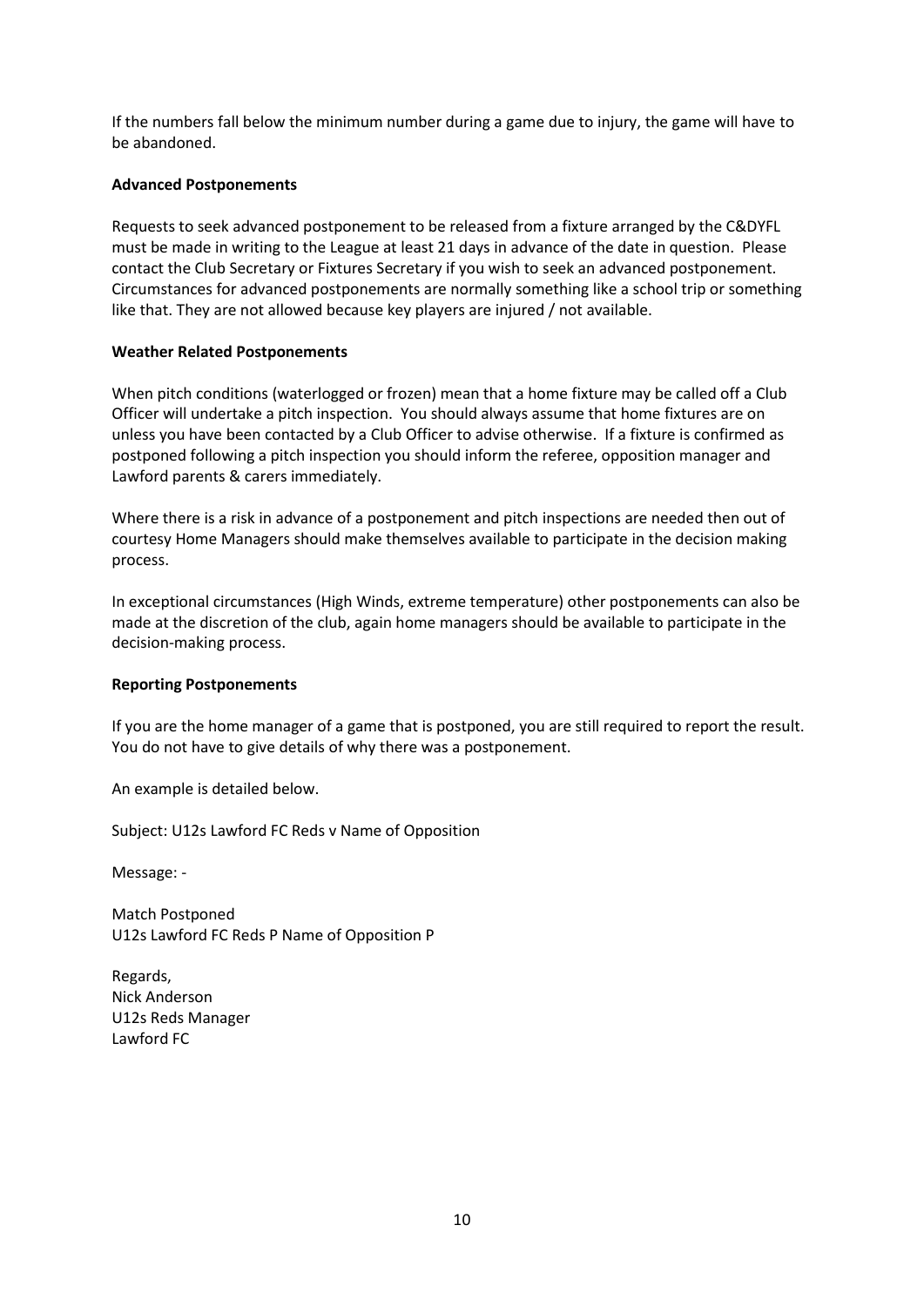If the numbers fall below the minimum number during a game due to injury, the game will have to be abandoned.

**Advanced Postponements**

Requests to seek advanced postponement to be released from a fixture arranged by the C&DYFL must be made in writing to the League at least 21 days in advance of the date in question. Please contact the Club Secretary or Fixtures Secretary if you wish to seek an advanced postponement. Circumstances for advanced postponements are normally something like a school trip or something like that. They are not allowed because key players are injured / not available.

**Weather Related Postponements**

When pitch conditions (waterlogged or frozen) mean that a home fixture may be called off a Club Officer will undertake a pitch inspection. You should always assume that home fixtures are on unless you have been contacted by a Club Officer to advise otherwise. If a fixture is confirmed as postponed following a pitch inspection you should inform the referee, opposition manager and Lawford parents & carers immediately.

Where there is a risk in advance of a postponement and pitch inspections are needed then out of courtesy Home Managers should make themselves available to participate in the decision making process.

In exceptional circumstances (High Winds, extreme temperature) other postponements can also be made at the discretion of the club, again home managers should be available to participate in the decision-making process.

**Reporting Postponements**

If you are the home manager of a game that is postponed, you are still required to report the result. You do not have to give details of why there was a postponement.

An example is detailed below.

Subject: U12s Lawford FC Reds v Name of Opposition

Message: -

Match Postponed
U12s Lawford FC Reds P Name of Opposition P

Regards,
Nick Anderson
U12s Reds Manager
Lawford FC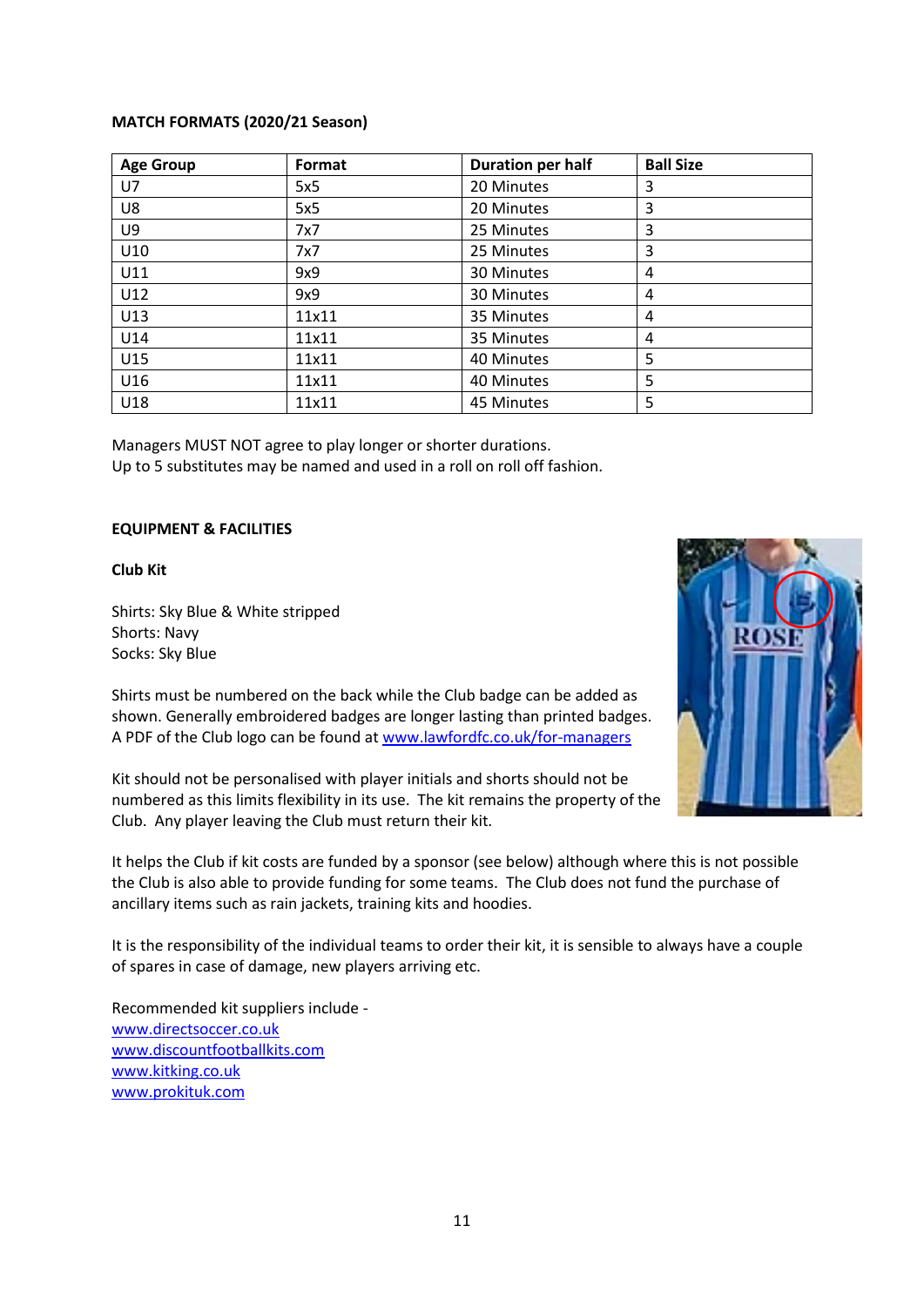**MATCH FORMATS (2020/21 Season)**

| Age Group | Format | Duration per half | Ball Size |
|---|---|---|---|
| U7 | 5x5 | 20 Minutes | 3 |
| U8 | 5x5 | 20 Minutes | 3 |
| U9 | 7x7 | 25 Minutes | 3 |
| U10 | 7x7 | 25 Minutes | 3 |
| U11 | 9x9 | 30 Minutes | 4 |
| U12 | 9x9 | 30 Minutes | 4 |
| U13 | 11x11 | 35 Minutes | 4 |
| U14 | 11x11 | 35 Minutes | 4 |
| U15 | 11x11 | 40 Minutes | 5 |
| U16 | 11x11 | 40 Minutes | 5 |
| U18 | 11x11 | 45 Minutes | 5 |

Managers MUST NOT agree to play longer or shorter durations.
Up to 5 substitutes may be named and used in a roll on roll off fashion.

**EQUIPMENT & FACILITIES**

**Club Kit**

Shirts: Sky Blue & White stripped
Shorts: Navy
Socks: Sky Blue

Shirts must be numbered on the back while the Club badge can be added as shown. Generally embroidered badges are longer lasting than printed badges. A PDF of the Club logo can be found at www.lawfordfc.co.uk/for-managers

Kit should not be personalised with player initials and shorts should not be numbered as this limits flexibility in its use. The kit remains the property of the Club. Any player leaving the Club must return their kit.

It helps the Club if kit costs are funded by a sponsor (see below) although where this is not possible the Club is also able to provide funding for some teams. The Club does not fund the purchase of ancillary items such as rain jackets, training kits and hoodies.

It is the responsibility of the individual teams to order their kit, it is sensible to always have a couple of spares in case of damage, new players arriving etc.

Recommended kit suppliers include -
www.directsoccer.co.uk
www.discountfootballkits.com
www.kitking.co.uk
www.prokituk.com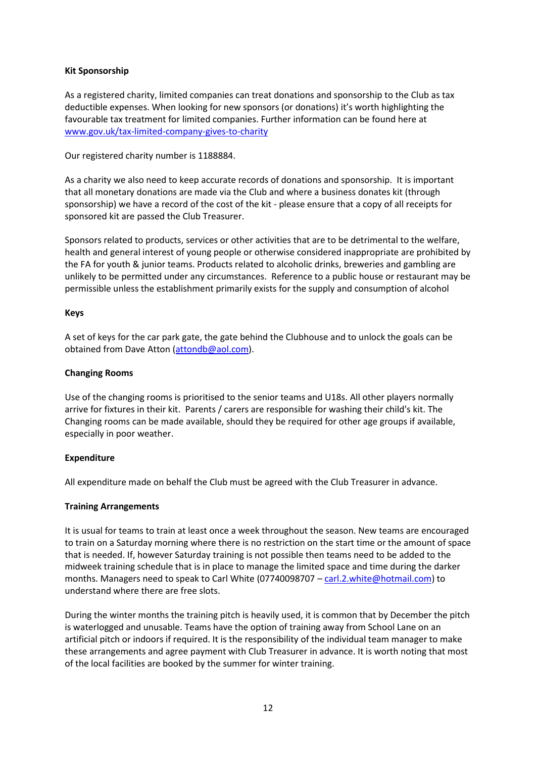**Kit Sponsorship**

As a registered charity, limited companies can treat donations and sponsorship to the Club as tax deductible expenses. When looking for new sponsors (or donations) it's worth highlighting the favourable tax treatment for limited companies. Further information can be found here at [www.gov.uk/tax-limited-company-gives-to-charity](www.gov.uk/tax-limited-company-gives-to-charity)

Our registered charity number is 1188884.

As a charity we also need to keep accurate records of donations and sponsorship. It is important that all monetary donations are made via the Club and where a business donates kit (through sponsorship) we have a record of the cost of the kit - please ensure that a copy of all receipts for sponsored kit are passed the Club Treasurer.

Sponsors related to products, services or other activities that are to be detrimental to the welfare, health and general interest of young people or otherwise considered inappropriate are prohibited by the FA for youth & junior teams. Products related to alcoholic drinks, breweries and gambling are unlikely to be permitted under any circumstances. Reference to a public house or restaurant may be permissible unless the establishment primarily exists for the supply and consumption of alcohol

**Keys**

A set of keys for the car park gate, the gate behind the Clubhouse and to unlock the goals can be obtained from Dave Atton (attondb@aol.com).

**Changing Rooms**

Use of the changing rooms is prioritised to the senior teams and U18s. All other players normally arrive for fixtures in their kit. Parents / carers are responsible for washing their child's kit. The Changing rooms can be made available, should they be required for other age groups if available, especially in poor weather.

**Expenditure**

All expenditure made on behalf the Club must be agreed with the Club Treasurer in advance.

**Training Arrangements**

It is usual for teams to train at least once a week throughout the season. New teams are encouraged to train on a Saturday morning where there is no restriction on the start time or the amount of space that is needed. If, however Saturday training is not possible then teams need to be added to the midweek training schedule that is in place to manage the limited space and time during the darker months. Managers need to speak to Carl White (07740098707 – carl.2.white@hotmail.com) to understand where there are free slots.

During the winter months the training pitch is heavily used, it is common that by December the pitch is waterlogged and unusable. Teams have the option of training away from School Lane on an artificial pitch or indoors if required. It is the responsibility of the individual team manager to make these arrangements and agree payment with Club Treasurer in advance. It is worth noting that most of the local facilities are booked by the summer for winter training.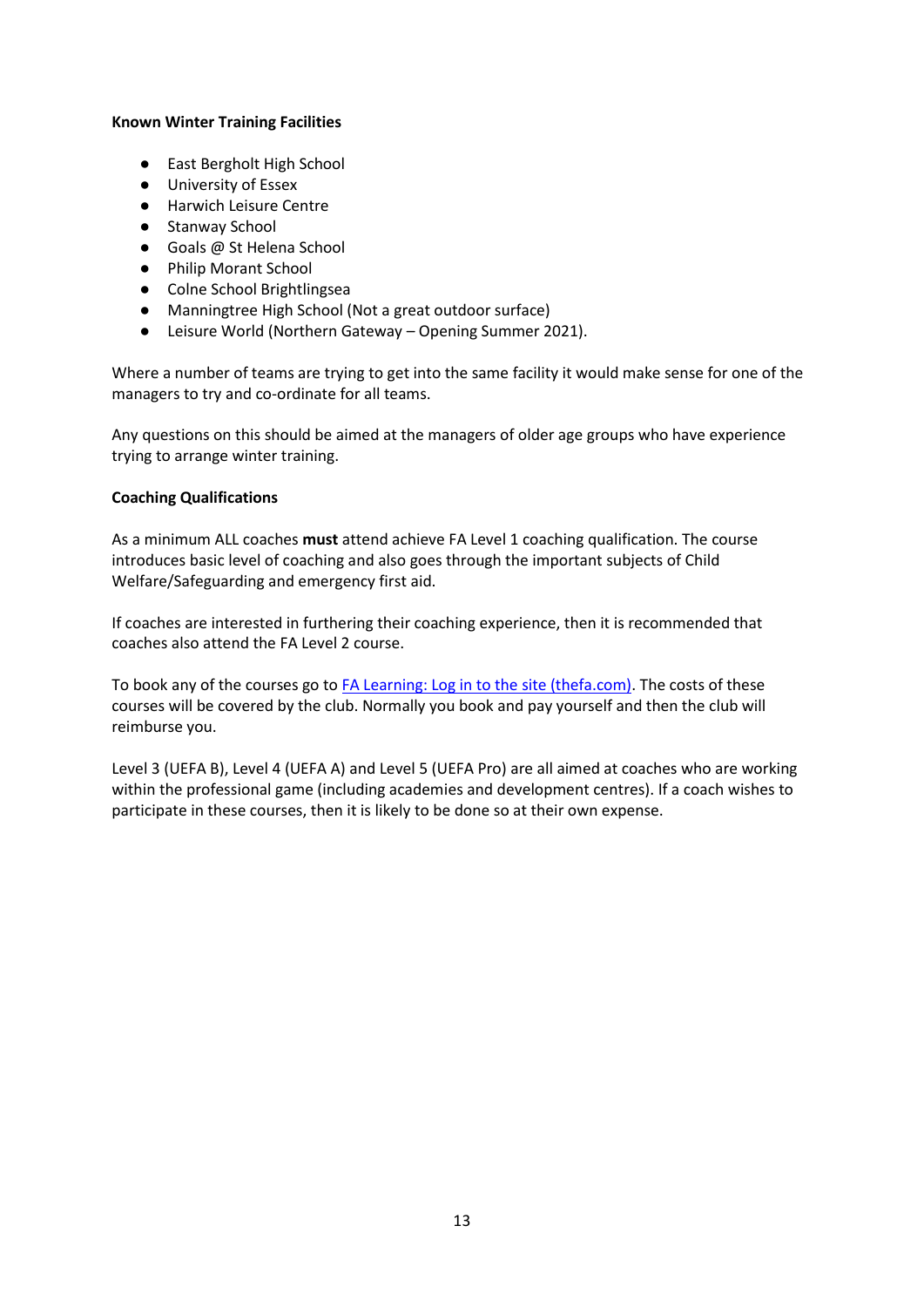**Known Winter Training Facilities**

- East Bergholt High School
- University of Essex
- Harwich Leisure Centre
- Stanway School
- Goals @ St Helena School
- Philip Morant School
- Colne School Brightlingsea
- Manningtree High School (Not a great outdoor surface)
- Leisure World (Northern Gateway – Opening Summer 2021).

Where a number of teams are trying to get into the same facility it would make sense for one of the managers to try and co-ordinate for all teams.

Any questions on this should be aimed at the managers of older age groups who have experience trying to arrange winter training.

**Coaching Qualifications**

As a minimum ALL coaches **must** attend achieve FA Level 1 coaching qualification. The course introduces basic level of coaching and also goes through the important subjects of Child Welfare/Safeguarding and emergency first aid.

If coaches are interested in furthering their coaching experience, then it is recommended that coaches also attend the FA Level 2 course.

To book any of the courses go to [FA Learning: Log in to the site (thefa.com)](). The costs of these courses will be covered by the club. Normally you book and pay yourself and then the club will reimburse you.

Level 3 (UEFA B), Level 4 (UEFA A) and Level 5 (UEFA Pro) are all aimed at coaches who are working within the professional game (including academies and development centres). If a coach wishes to participate in these courses, then it is likely to be done so at their own expense.